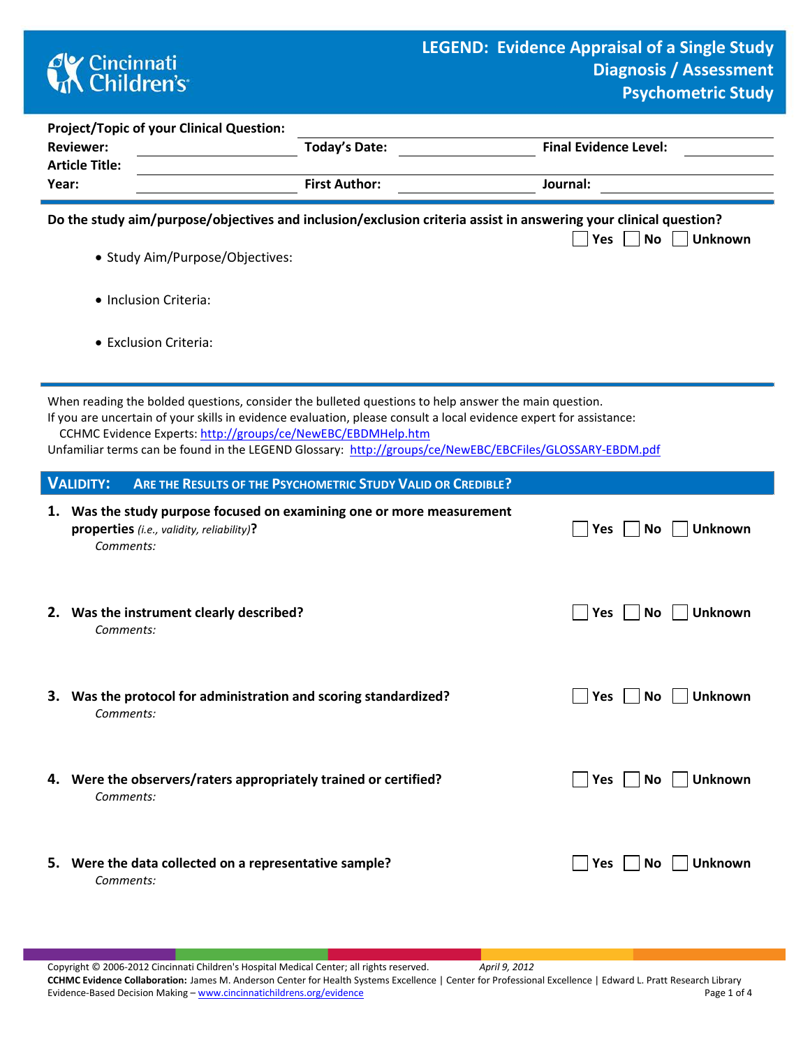# LEGEND: Evidence Appraisal of a Single Study
## Diagnosis / Assessment
## Psychometric Study

Cincinnati Children's

**Project/Topic of your Clinical Question:** ______________________

**Reviewer:** ______________ **Today's Date:** ______________ **Final Evidence Level:** ______________

**Article Title:** ______________________

**Year:** ______________ **First Author:** ______________ **Journal:** ______________

---

**Do the study aim/purpose/objectives and inclusion/exclusion criteria assist in answering your clinical question?**

☐ Yes ☐ No ☐ Unknown

- Study Aim/Purpose/Objectives:
- Inclusion Criteria:
- Exclusion Criteria:

---

When reading the bolded questions, consider the bulleted questions to help answer the main question.
If you are uncertain of your skills in evidence evaluation, please consult a local evidence expert for assistance:
CCHMC Evidence Experts: http://groups/ce/NewEBC/EBDMHelp.htm
Unfamiliar terms can be found in the LEGEND Glossary: http://groups/ce/NewEBC/EBCFiles/GLOSSARY-EBDM.pdf

## VALIDITY: ARE THE RESULTS OF THE PSYCHOMETRIC STUDY VALID OR CREDIBLE?

1. **Was the study purpose focused on examining one or more measurement properties** *(i.e., validity, reliability)***?** ☐ Yes ☐ No ☐ Unknown
   *Comments:*

2. **Was the instrument clearly described?** ☐ Yes ☐ No ☐ Unknown
   *Comments:*

3. **Was the protocol for administration and scoring standardized?** ☐ Yes ☐ No ☐ Unknown
   *Comments:*

4. **Were the observers/raters appropriately trained or certified?** ☐ Yes ☐ No ☐ Unknown
   *Comments:*

5. **Were the data collected on a representative sample?** ☐ Yes ☐ No ☐ Unknown
   *Comments:*

Copyright © 2006-2012 Cincinnati Children's Hospital Medical Center; all rights reserved. *April 9, 2012*
**CCHMC Evidence Collaboration:** James M. Anderson Center for Health Systems Excellence | Center for Professional Excellence | Edward L. Pratt Research Library
Evidence-Based Decision Making – www.cincinnatichildrens.org/evidence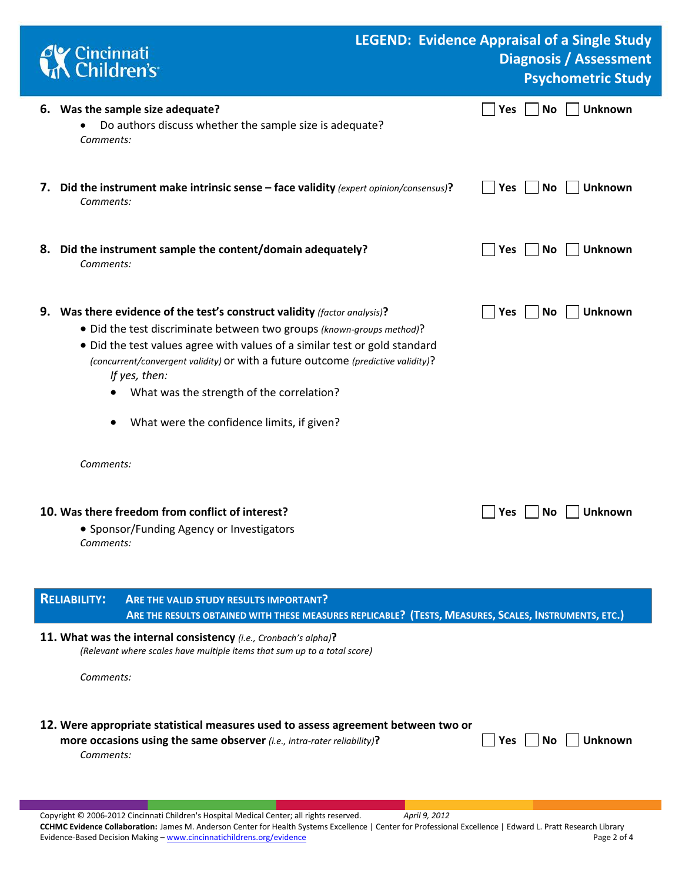**6. Was the sample size adequate?** ☐ Yes ☐ No ☐ Unknown

- Do authors discuss whether the sample size is adequate?

*Comments:*

**7. Did the instrument make intrinsic sense – face validity** *(expert opinion/consensus)***?** ☐ Yes ☐ No ☐ Unknown

*Comments:*

**8. Did the instrument sample the content/domain adequately?** ☐ Yes ☐ No ☐ Unknown

*Comments:*

**9. Was there evidence of the test's construct validity** *(factor analysis)***?** ☐ Yes ☐ No ☐ Unknown

- Did the test discriminate between two groups *(known-groups method)*?
- Did the test values agree with values of a similar test or gold standard *(concurrent/convergent validity)* or with a future outcome *(predictive validity)*?

  *If yes, then:*

  - What was the strength of the correlation?
  - What were the confidence limits, if given?

*Comments:*

**10. Was there freedom from conflict of interest?** ☐ Yes ☐ No ☐ Unknown

- Sponsor/Funding Agency or Investigators

*Comments:*

## RELIABILITY: ARE THE VALID STUDY RESULTS IMPORTANT? ARE THE RESULTS OBTAINED WITH THESE MEASURES REPLICABLE? (TESTS, MEASURES, SCALES, INSTRUMENTS, ETC.)

**11. What was the internal consistency** *(i.e., Cronbach's alpha)***?**

*(Relevant where scales have multiple items that sum up to a total score)*

*Comments:*

**12. Were appropriate statistical measures used to assess agreement between two or more occasions using the same observer** *(i.e., intra-rater reliability)***?** ☐ Yes ☐ No ☐ Unknown

*Comments:*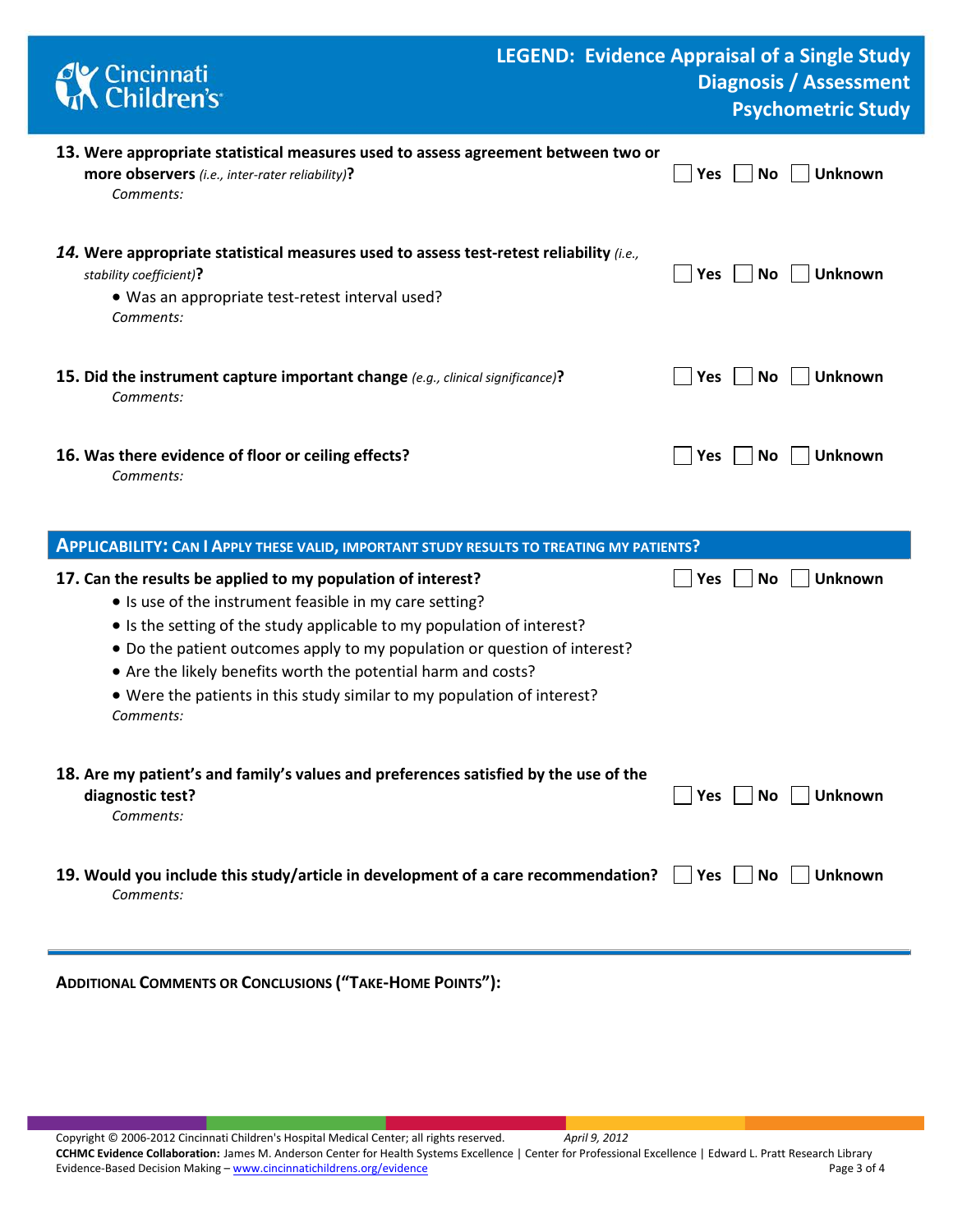**13. Were appropriate statistical measures used to assess agreement between two or more observers** *(i.e., inter-rater reliability)***?** ☐ Yes ☐ No ☐ Unknown

*Comments:*

***14.* Were appropriate statistical measures used to assess test-retest reliability** *(i.e., stability coefficient)***?** ☐ Yes ☐ No ☐ Unknown

- Was an appropriate test-retest interval used?

*Comments:*

**15. Did the instrument capture important change** *(e.g., clinical significance)***?** ☐ Yes ☐ No ☐ Unknown

*Comments:*

**16. Was there evidence of floor or ceiling effects?** ☐ Yes ☐ No ☐ Unknown

*Comments:*

## APPLICABILITY: CAN I APPLY THESE VALID, IMPORTANT STUDY RESULTS TO TREATING MY PATIENTS?

**17. Can the results be applied to my population of interest?** ☐ Yes ☐ No ☐ Unknown

- Is use of the instrument feasible in my care setting?
- Is the setting of the study applicable to my population of interest?
- Do the patient outcomes apply to my population or question of interest?
- Are the likely benefits worth the potential harm and costs?
- Were the patients in this study similar to my population of interest?

*Comments:*

**18. Are my patient's and family's values and preferences satisfied by the use of the diagnostic test?** ☐ Yes ☐ No ☐ Unknown

*Comments:*

**19. Would you include this study/article in development of a care recommendation?** ☐ Yes ☐ No ☐ Unknown

*Comments:*

---

**ADDITIONAL COMMENTS OR CONCLUSIONS ("TAKE-HOME POINTS"):**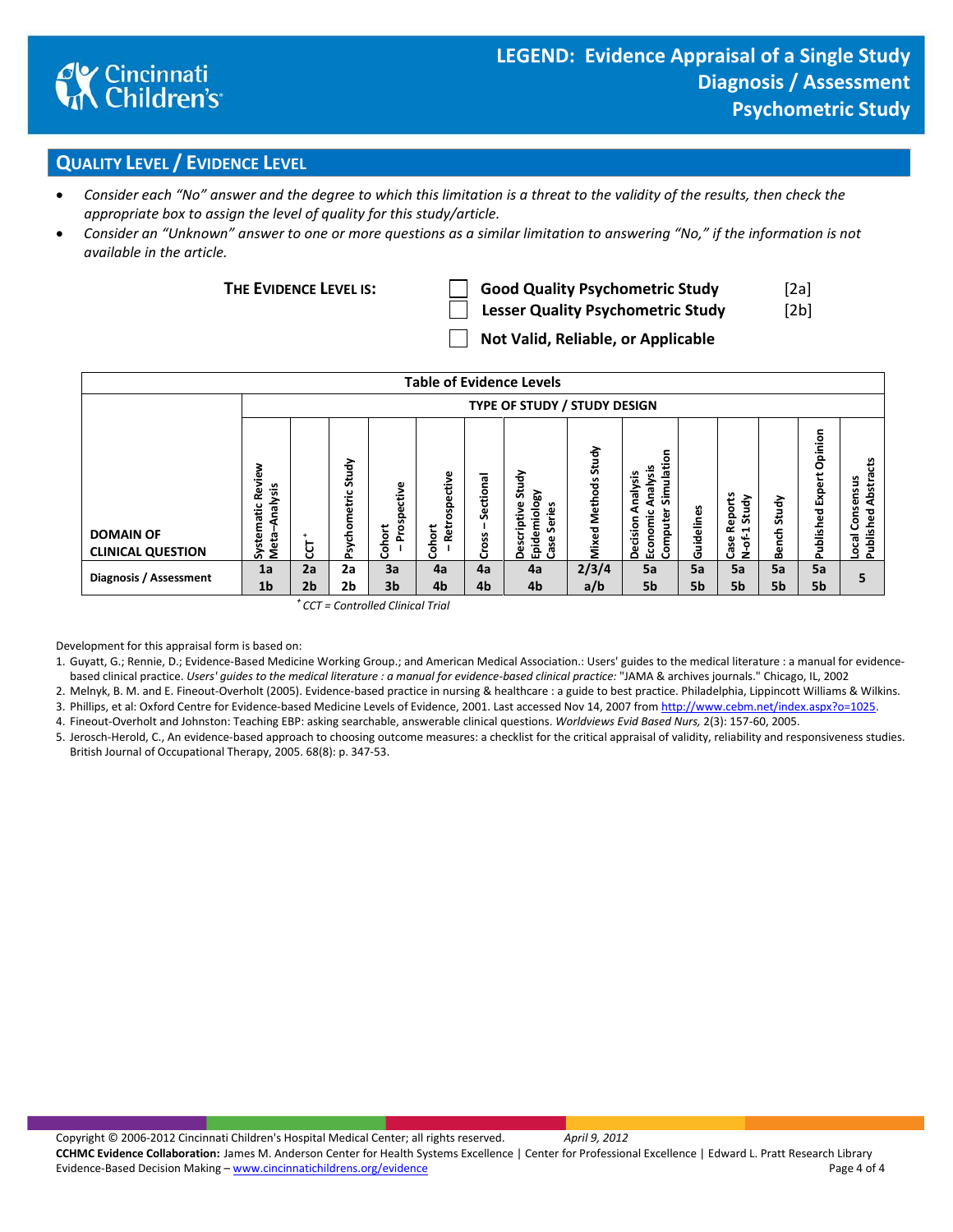# LEGEND: Evidence Appraisal of a Single Study Diagnosis / Assessment Psychometric Study

## QUALITY LEVEL / EVIDENCE LEVEL

- *Consider each "No" answer and the degree to which this limitation is a threat to the validity of the results, then check the appropriate box to assign the level of quality for this study/article.*
- *Consider an "Unknown" answer to one or more questions as a similar limitation to answering "No," if the information is not available in the article.*

**THE EVIDENCE LEVEL IS:**

☐ **Good Quality Psychometric Study** [2a]
☐ **Lesser Quality Psychometric Study** [2b]
☐ **Not Valid, Reliable, or Applicable**

| Table of Evidence Levels | | | | | | | | | | | | | | |
|---|---|---|---|---|---|---|---|---|---|---|---|---|---|---|
| | TYPE OF STUDY / STUDY DESIGN | | | | | | | | | | | | | |
| **DOMAIN OF CLINICAL QUESTION** | Systematic Review Meta–Analysis | CCT[+] | Psychometric Study | Cohort – Prospective | Cohort – Retrospective | Cross – Sectional | Descriptive Study Epidemiology Case Series | Mixed Methods Study | Decision Analysis Economic Analysis Computer Simulation | Guidelines | Case Reports N-of-1 Study | Bench Study | Published Expert Opinion | Local Consensus Published Abstracts |
| **Diagnosis / Assessment** | 1a 1b | 2a 2b | 2a 2b | 3a 3b | 4a 4b | 4a 4b | 4a 4b | 2/3/4 a/b | 5a 5b | 5a 5b | 5a 5b | 5a 5b | 5a 5b | 5 |

*[+] CCT = Controlled Clinical Trial*

Development for this appraisal form is based on:

1. Guyatt, G.; Rennie, D.; Evidence-Based Medicine Working Group.; and American Medical Association.: Users' guides to the medical literature : a manual for evidence-based clinical practice. *Users' guides to the medical literature : a manual for evidence-based clinical practice:* "JAMA & archives journals." Chicago, IL, 2002
2. Melnyk, B. M. and E. Fineout-Overholt (2005). Evidence-based practice in nursing & healthcare : a guide to best practice. Philadelphia, Lippincott Williams & Wilkins.
3. Phillips, et al: Oxford Centre for Evidence-based Medicine Levels of Evidence, 2001. Last accessed Nov 14, 2007 from http://www.cebm.net/index.aspx?o=1025.
4. Fineout-Overholt and Johnston: Teaching EBP: asking searchable, answerable clinical questions. *Worldviews Evid Based Nurs,* 2(3): 157-60, 2005.
5. Jerosch-Herold, C., An evidence-based approach to choosing outcome measures: a checklist for the critical appraisal of validity, reliability and responsiveness studies. British Journal of Occupational Therapy, 2005. 68(8): p. 347-53.

Copyright © 2006-2012 Cincinnati Children's Hospital Medical Center; all rights reserved. *April 9, 2012*
**CCHMC Evidence Collaboration:** James M. Anderson Center for Health Systems Excellence | Center for Professional Excellence | Edward L. Pratt Research Library
Evidence-Based Decision Making – www.cincinnatichildrens.org/evidence